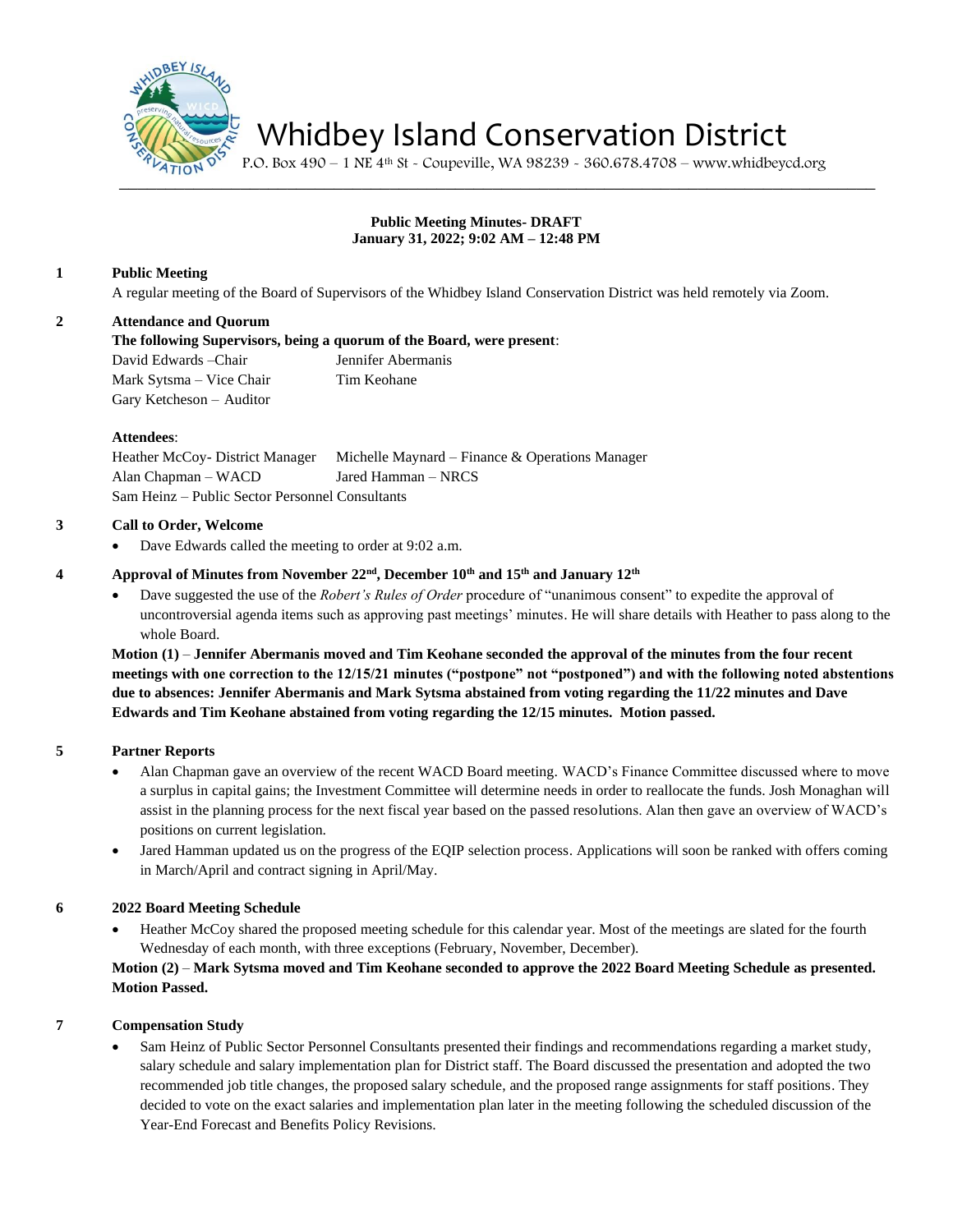# Whidbey Island Conservation District

P.O. Box 490 – 1 NE 4th St - Coupeville, WA 98239 - 360.678.4708 – www.whidbeycd.org

---

**Public Meeting Minutes- DRAFT**
**January 31, 2022; 9:02 AM – 12:48 PM**

**1 Public Meeting**

A regular meeting of the Board of Supervisors of the Whidbey Island Conservation District was held remotely via Zoom.

**2 Attendance and Quorum**

**The following Supervisors, being a quorum of the Board, were present**:

David Edwards –Chair
Mark Sytsma – Vice Chair
Gary Ketcheson – Auditor
Jennifer Abermanis
Tim Keohane

**Attendees**:

Heather McCoy- District Manager
Michelle Maynard – Finance & Operations Manager
Alan Chapman – WACD
Jared Hamman – NRCS
Sam Heinz – Public Sector Personnel Consultants

**3 Call to Order, Welcome**

- Dave Edwards called the meeting to order at 9:02 a.m.

**4 Approval of Minutes from November 22nd, December 10th and 15th and January 12th**

- Dave suggested the use of the *Robert's Rules of Order* procedure of "unanimous consent" to expedite the approval of uncontroversial agenda items such as approving past meetings' minutes. He will share details with Heather to pass along to the whole Board.

**Motion (1)** – **Jennifer Abermanis moved and Tim Keohane seconded the approval of the minutes from the four recent meetings with one correction to the 12/15/21 minutes ("postpone" not "postponed") and with the following noted abstentions due to absences: Jennifer Abermanis and Mark Sytsma abstained from voting regarding the 11/22 minutes and Dave Edwards and Tim Keohane abstained from voting regarding the 12/15 minutes. Motion passed.**

**5 Partner Reports**

- Alan Chapman gave an overview of the recent WACD Board meeting. WACD's Finance Committee discussed where to move a surplus in capital gains; the Investment Committee will determine needs in order to reallocate the funds. Josh Monaghan will assist in the planning process for the next fiscal year based on the passed resolutions. Alan then gave an overview of WACD's positions on current legislation.
- Jared Hamman updated us on the progress of the EQIP selection process. Applications will soon be ranked with offers coming in March/April and contract signing in April/May.

**6 2022 Board Meeting Schedule**

- Heather McCoy shared the proposed meeting schedule for this calendar year. Most of the meetings are slated for the fourth Wednesday of each month, with three exceptions (February, November, December).

**Motion (2)** – **Mark Sytsma moved and Tim Keohane seconded to approve the 2022 Board Meeting Schedule as presented. Motion Passed.**

**7 Compensation Study**

- Sam Heinz of Public Sector Personnel Consultants presented their findings and recommendations regarding a market study, salary schedule and salary implementation plan for District staff. The Board discussed the presentation and adopted the two recommended job title changes, the proposed salary schedule, and the proposed range assignments for staff positions. They decided to vote on the exact salaries and implementation plan later in the meeting following the scheduled discussion of the Year-End Forecast and Benefits Policy Revisions.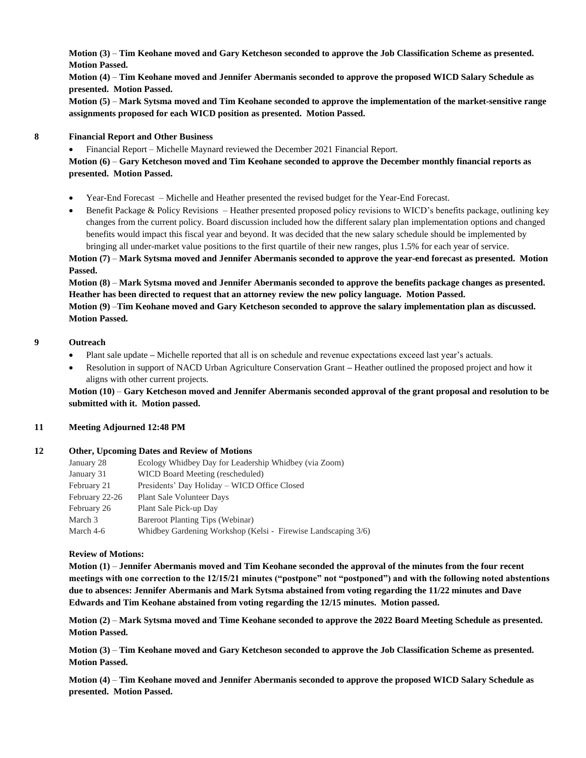**Motion (3)** – **Tim Keohane moved and Gary Ketcheson seconded to approve the Job Classification Scheme as presented. Motion Passed.**

**Motion (4)** – **Tim Keohane moved and Jennifer Abermanis seconded to approve the proposed WICD Salary Schedule as presented. Motion Passed.**

**Motion (5)** – **Mark Sytsma moved and Tim Keohane seconded to approve the implementation of the market-sensitive range assignments proposed for each WICD position as presented. Motion Passed.**

## 8 Financial Report and Other Business

- Financial Report – Michelle Maynard reviewed the December 2021 Financial Report.

**Motion (6)** – **Gary Ketcheson moved and Tim Keohane seconded to approve the December monthly financial reports as presented. Motion Passed.**

- Year-End Forecast – Michelle and Heather presented the revised budget for the Year-End Forecast.
- Benefit Package & Policy Revisions – Heather presented proposed policy revisions to WICD's benefits package, outlining key changes from the current policy. Board discussion included how the different salary plan implementation options and changed benefits would impact this fiscal year and beyond. It was decided that the new salary schedule should be implemented by bringing all under-market value positions to the first quartile of their new ranges, plus 1.5% for each year of service.

**Motion (7)** – **Mark Sytsma moved and Jennifer Abermanis seconded to approve the year-end forecast as presented. Motion Passed.**

**Motion (8)** – **Mark Sytsma moved and Jennifer Abermanis seconded to approve the benefits package changes as presented. Heather has been directed to request that an attorney review the new policy language. Motion Passed.**

**Motion (9)** –**Tim Keohane moved and Gary Ketcheson seconded to approve the salary implementation plan as discussed. Motion Passed.**

## 9 Outreach

- Plant sale update **–** Michelle reported that all is on schedule and revenue expectations exceed last year's actuals.
- Resolution in support of NACD Urban Agriculture Conservation Grant **–** Heather outlined the proposed project and how it aligns with other current projects.

**Motion (10)** – **Gary Ketcheson moved and Jennifer Abermanis seconded approval of the grant proposal and resolution to be submitted with it. Motion passed.**

## 11 Meeting Adjourned 12:48 PM

## 12 Other, Upcoming Dates and Review of Motions

| | |
|---|---|
| January 28 | Ecology Whidbey Day for Leadership Whidbey (via Zoom) |
| January 31 | WICD Board Meeting (rescheduled) |
| February 21 | Presidents' Day Holiday – WICD Office Closed |
| February 22-26 | Plant Sale Volunteer Days |
| February 26 | Plant Sale Pick-up Day |
| March 3 | Bareroot Planting Tips (Webinar) |
| March 4-6 | Whidbey Gardening Workshop (Kelsi - Firewise Landscaping 3/6) |

**Review of Motions:**

**Motion (1)** – **Jennifer Abermanis moved and Tim Keohane seconded the approval of the minutes from the four recent meetings with one correction to the 12/15/21 minutes ("postpone" not "postponed") and with the following noted abstentions due to absences: Jennifer Abermanis and Mark Sytsma abstained from voting regarding the 11/22 minutes and Dave Edwards and Tim Keohane abstained from voting regarding the 12/15 minutes. Motion passed.**

**Motion (2)** – **Mark Sytsma moved and Time Keohane seconded to approve the 2022 Board Meeting Schedule as presented. Motion Passed.**

**Motion (3)** – **Tim Keohane moved and Gary Ketcheson seconded to approve the Job Classification Scheme as presented. Motion Passed.**

**Motion (4)** – **Tim Keohane moved and Jennifer Abermanis seconded to approve the proposed WICD Salary Schedule as presented. Motion Passed.**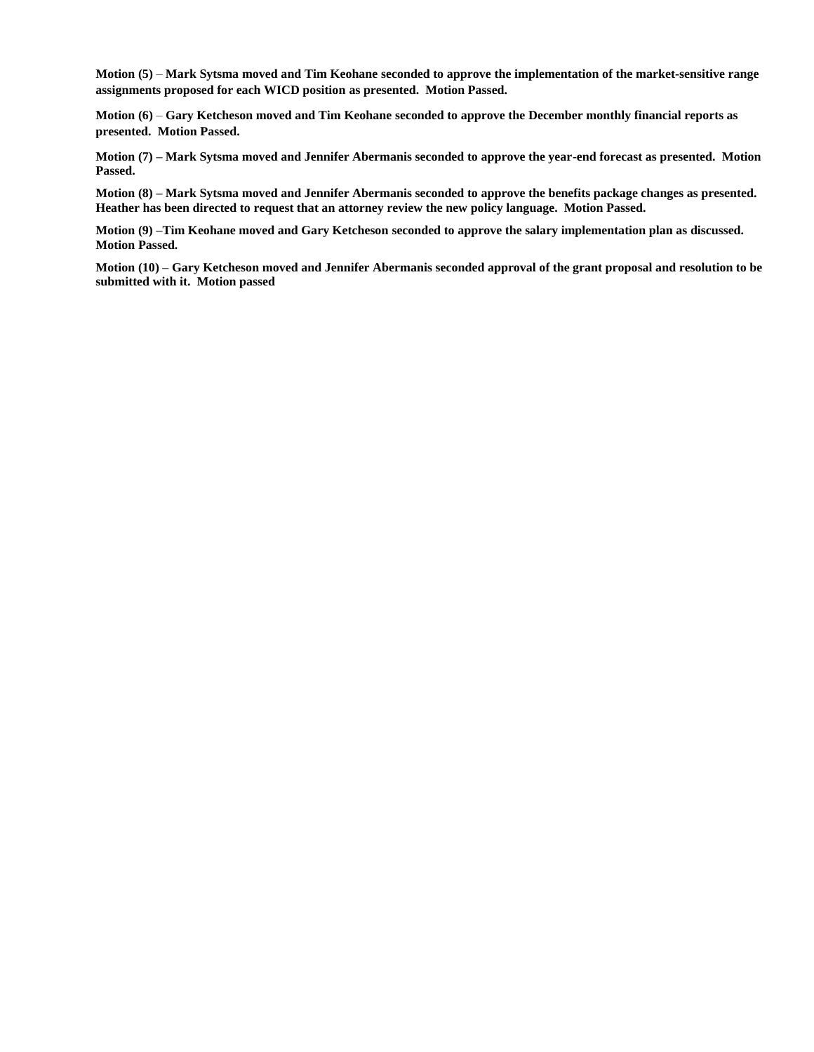**Motion (5)** – **Mark Sytsma moved and Tim Keohane seconded to approve the implementation of the market-sensitive range assignments proposed for each WICD position as presented. Motion Passed.**

**Motion (6)** – **Gary Ketcheson moved and Tim Keohane seconded to approve the December monthly financial reports as presented. Motion Passed.**

**Motion (7) – Mark Sytsma moved and Jennifer Abermanis seconded to approve the year-end forecast as presented. Motion Passed.**

**Motion (8) – Mark Sytsma moved and Jennifer Abermanis seconded to approve the benefits package changes as presented. Heather has been directed to request that an attorney review the new policy language. Motion Passed.**

**Motion (9) –Tim Keohane moved and Gary Ketcheson seconded to approve the salary implementation plan as discussed. Motion Passed.**

**Motion (10) – Gary Ketcheson moved and Jennifer Abermanis seconded approval of the grant proposal and resolution to be submitted with it. Motion passed**